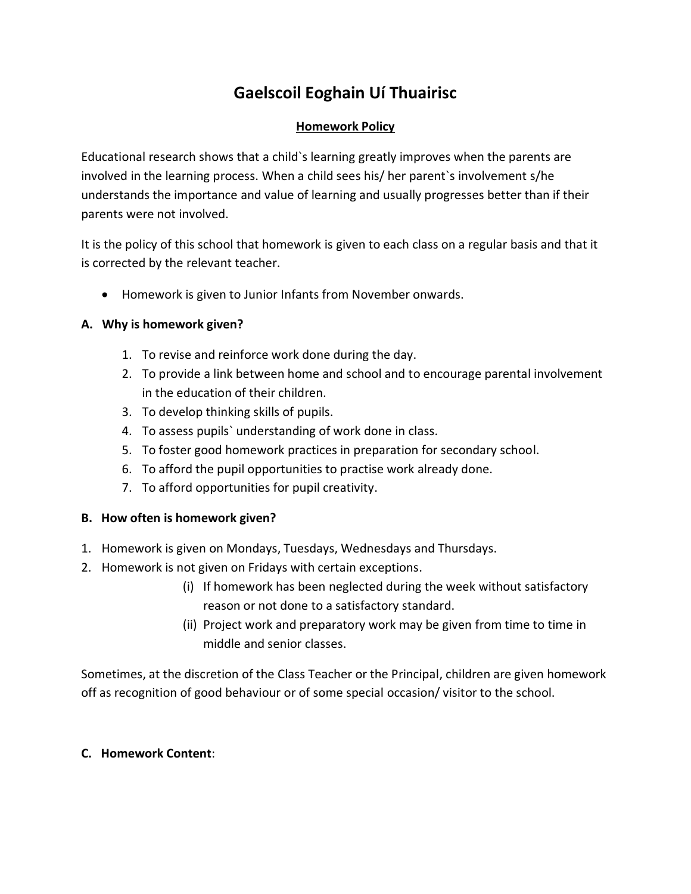# Gaelscoil Eoghain Uí Thuairisc

## Homework Policy

Educational research shows that a child`s learning greatly improves when the parents are involved in the learning process. When a child sees his/ her parent`s involvement s/he understands the importance and value of learning and usually progresses better than if their parents were not involved.

It is the policy of this school that homework is given to each class on a regular basis and that it is corrected by the relevant teacher.

- Homework is given to Junior Infants from November onwards.

### A. Why is homework given?

1. To revise and reinforce work done during the day.
2. To provide a link between home and school and to encourage parental involvement in the education of their children.
3. To develop thinking skills of pupils.
4. To assess pupils` understanding of work done in class.
5. To foster good homework practices in preparation for secondary school.
6. To afford the pupil opportunities to practise work already done.
7. To afford opportunities for pupil creativity.

### B. How often is homework given?

1. Homework is given on Mondays, Tuesdays, Wednesdays and Thursdays.
2. Homework is not given on Fridays with certain exceptions.
   - (i) If homework has been neglected during the week without satisfactory reason or not done to a satisfactory standard.
   - (ii) Project work and preparatory work may be given from time to time in middle and senior classes.

Sometimes, at the discretion of the Class Teacher or the Principal, children are given homework off as recognition of good behaviour or of some special occasion/ visitor to the school.

### C. Homework Content: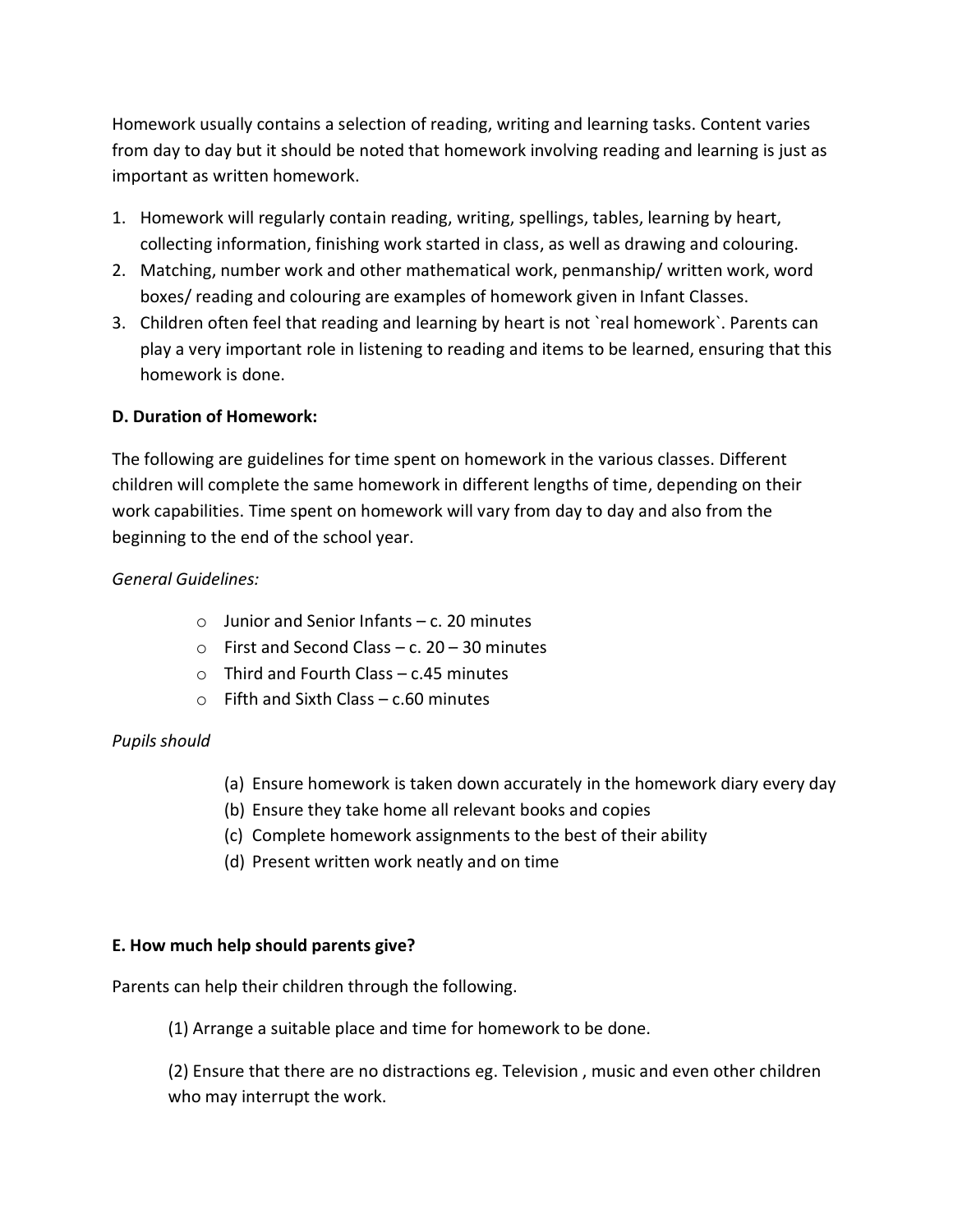Homework usually contains a selection of reading, writing and learning tasks. Content varies from day to day but it should be noted that homework involving reading and learning is just as important as written homework.

1. Homework will regularly contain reading, writing, spellings, tables, learning by heart, collecting information, finishing work started in class, as well as drawing and colouring.
2. Matching, number work and other mathematical work, penmanship/ written work, word boxes/ reading and colouring are examples of homework given in Infant Classes.
3. Children often feel that reading and learning by heart is not `real homework`. Parents can play a very important role in listening to reading and items to be learned, ensuring that this homework is done.

**D. Duration of Homework:**

The following are guidelines for time spent on homework in the various classes. Different children will complete the same homework in different lengths of time, depending on their work capabilities. Time spent on homework will vary from day to day and also from the beginning to the end of the school year.

*General Guidelines:*

- Junior and Senior Infants – c. 20 minutes
- First and Second Class – c. 20 – 30 minutes
- Third and Fourth Class – c.45 minutes
- Fifth and Sixth Class – c.60 minutes

*Pupils should*

(a) Ensure homework is taken down accurately in the homework diary every day
(b) Ensure they take home all relevant books and copies
(c) Complete homework assignments to the best of their ability
(d) Present written work neatly and on time

**E. How much help should parents give?**

Parents can help their children through the following.

(1) Arrange a suitable place and time for homework to be done.

(2) Ensure that there are no distractions eg. Television , music and even other children who may interrupt the work.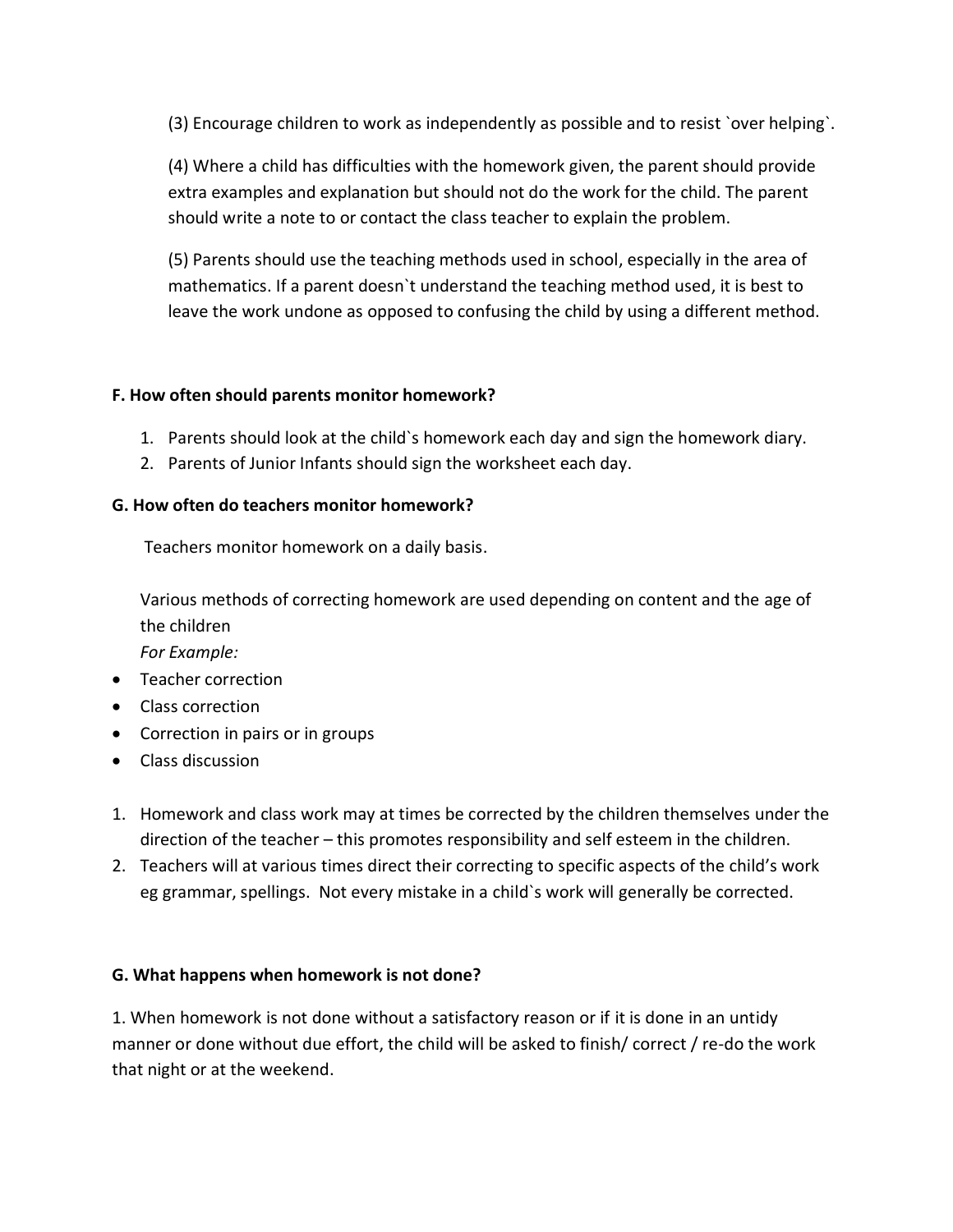(3) Encourage children to work as independently as possible and to resist `over helping`.

(4) Where a child has difficulties with the homework given, the parent should provide extra examples and explanation but should not do the work for the child. The parent should write a note to or contact the class teacher to explain the problem.

(5) Parents should use the teaching methods used in school, especially in the area of mathematics. If a parent doesn`t understand the teaching method used, it is best to leave the work undone as opposed to confusing the child by using a different method.

**F. How often should parents monitor homework?**

1. Parents should look at the child`s homework each day and sign the homework diary.
2. Parents of Junior Infants should sign the worksheet each day.

**G. How often do teachers monitor homework?**

Teachers monitor homework on a daily basis.

Various methods of correcting homework are used depending on content and the age of the children

*For Example:*

- Teacher correction
- Class correction
- Correction in pairs or in groups
- Class discussion

1. Homework and class work may at times be corrected by the children themselves under the direction of the teacher – this promotes responsibility and self esteem in the children.
2. Teachers will at various times direct their correcting to specific aspects of the child's work eg grammar, spellings. Not every mistake in a child`s work will generally be corrected.

**G. What happens when homework is not done?**

1. When homework is not done without a satisfactory reason or if it is done in an untidy manner or done without due effort, the child will be asked to finish/ correct / re-do the work that night or at the weekend.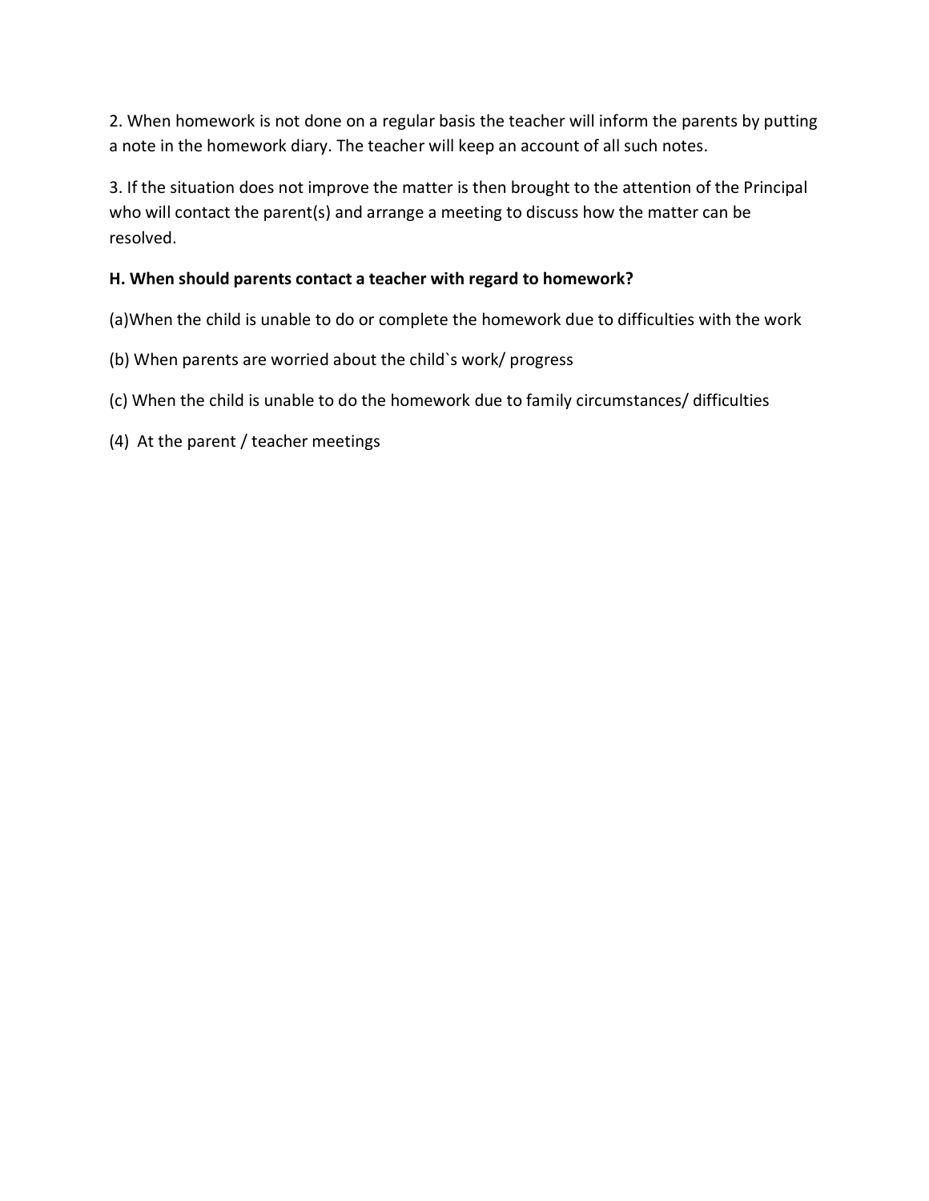2. When homework is not done on a regular basis the teacher will inform the parents by putting a note in the homework diary. The teacher will keep an account of all such notes.

3. If the situation does not improve the matter is then brought to the attention of the Principal who will contact the parent(s) and arrange a meeting to discuss how the matter can be resolved.

**H. When should parents contact a teacher with regard to homework?**

(a)When the child is unable to do or complete the homework due to difficulties with the work

(b) When parents are worried about the child`s work/ progress

(c) When the child is unable to do the homework due to family circumstances/ difficulties

(4) At the parent / teacher meetings